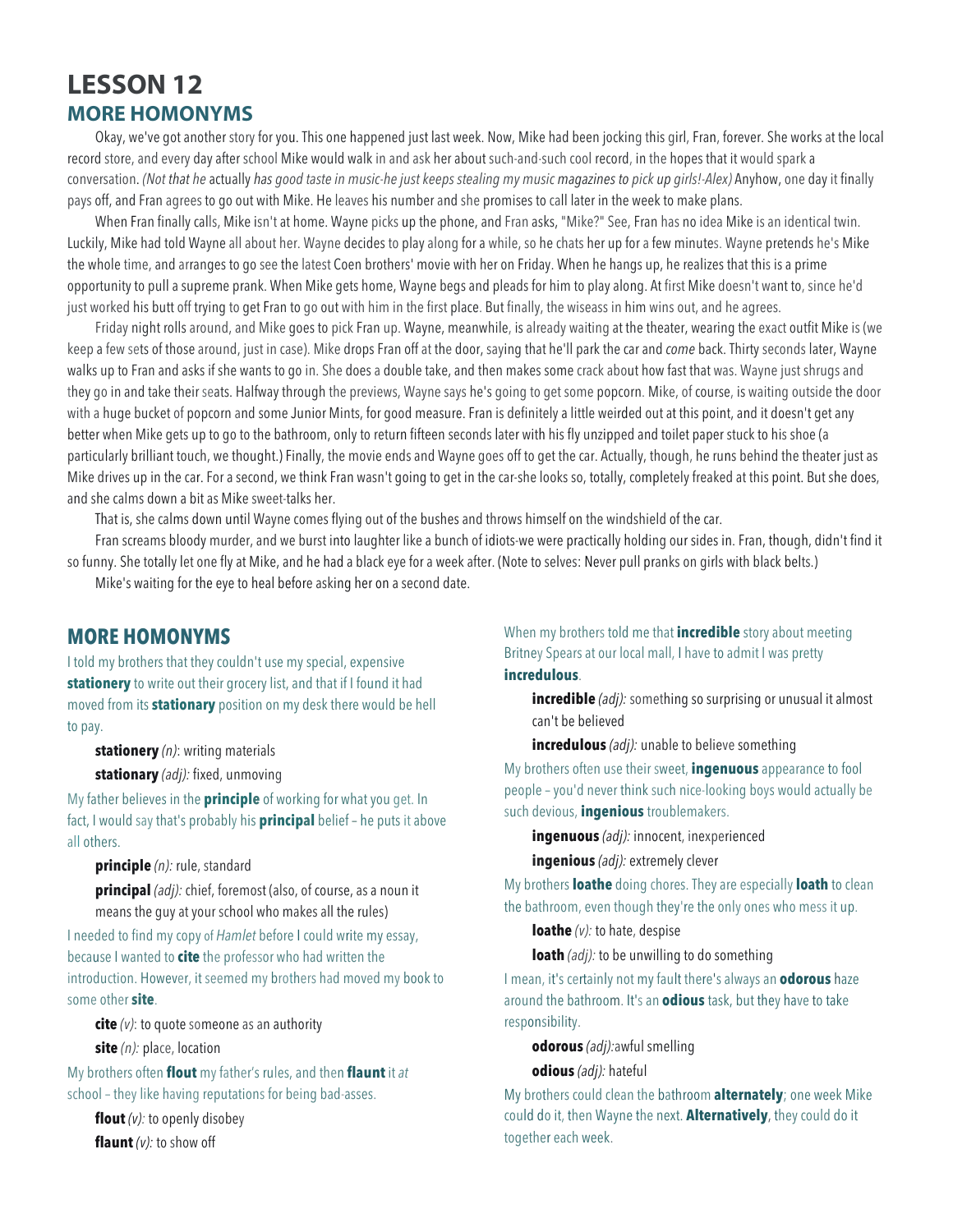# LESSON 12
## MORE HOMONYMS

Okay, we've got another story for you. This one happened just last week. Now, Mike had been jocking this girl, Fran, forever. She works at the local record store, and every day after school Mike would walk in and ask her about such-and-such cool record, in the hopes that it would spark a conversation. *(Not that he actually has good taste in music-he just keeps stealing my music magazines to pick up girls!-Alex)* Anyhow, one day it finally pays off, and Fran agrees to go out with Mike. He leaves his number and she promises to call later in the week to make plans.

When Fran finally calls, Mike isn't at home. Wayne picks up the phone, and Fran asks, "Mike?" See, Fran has no idea Mike is an identical twin. Luckily, Mike had told Wayne all about her. Wayne decides to play along for a while, so he chats her up for a few minutes. Wayne pretends he's Mike the whole time, and arranges to go see the latest Coen brothers' movie with her on Friday. When he hangs up, he realizes that this is a prime opportunity to pull a supreme prank. When Mike gets home, Wayne begs and pleads for him to play along. At first Mike doesn't want to, since he'd just worked his butt off trying to get Fran to go out with him in the first place. But finally, the wiseass in him wins out, and he agrees.

Friday night rolls around, and Mike goes to pick Fran up. Wayne, meanwhile, is already waiting at the theater, wearing the exact outfit Mike is (we keep a few sets of those around, just in case). Mike drops Fran off at the door, saying that he'll park the car and *come* back. Thirty seconds later, Wayne walks up to Fran and asks if she wants to go in. She does a double take, and then makes some crack about how fast that was. Wayne just shrugs and they go in and take their seats. Halfway through the previews, Wayne says he's going to get some popcorn. Mike, of course, is waiting outside the door with a huge bucket of popcorn and some Junior Mints, for good measure. Fran is definitely a little weirded out at this point, and it doesn't get any better when Mike gets up to go to the bathroom, only to return fifteen seconds later with his fly unzipped and toilet paper stuck to his shoe (a particularly brilliant touch, we thought.) Finally, the movie ends and Wayne goes off to get the car. Actually, though, he runs behind the theater just as Mike drives up in the car. For a second, we think Fran wasn't going to get in the car-she looks so, totally, completely freaked at this point. But she does, and she calms down a bit as Mike sweet-talks her.

That is, she calms down until Wayne comes flying out of the bushes and throws himself on the windshield of the car.

Fran screams bloody murder, and we burst into laughter like a bunch of idiots-we were practically holding our sides in. Fran, though, didn't find it so funny. She totally let one fly at Mike, and he had a black eye for a week after. (Note to selves: Never pull pranks on girls with black belts.)

Mike's waiting for the eye to heal before asking her on a second date.

## MORE HOMONYMS

I told my brothers that they couldn't use my special, expensive **stationery** to write out their grocery list, and that if I found it had moved from its **stationary** position on my desk there would be hell to pay.

**stationery** *(n)*: writing materials

**stationary** *(adj):* fixed, unmoving

My father believes in the **principle** of working for what you get. In fact, I would say that's probably his **principal** belief – he puts it above all others.

**principle** *(n):* rule, standard

**principal** *(adj):* chief, foremost (also, of course, as a noun it means the guy at your school who makes all the rules)

I needed to find my copy of *Hamlet* before I could write my essay, because I wanted to **cite** the professor who had written the introduction. However, it seemed my brothers had moved my book to some other **site**.

**cite** *(v)*: to quote someone as an authority

**site** *(n):* place, location

My brothers often **flout** my father's rules, and then **flaunt** it *at* school – they like having reputations for being bad-asses.

**flout** *(v):* to openly disobey

**flaunt** *(v):* to show off

When my brothers told me that **incredible** story about meeting Britney Spears at our local mall, I have to admit I was pretty **incredulous**.

**incredible** *(adj):* something so surprising or unusual it almost can't be believed

**incredulous** *(adj):* unable to believe something

My brothers often use their sweet, **ingenuous** appearance to fool people – you'd never think such nice-looking boys would actually be such devious, **ingenious** troublemakers.

**ingenuous** *(adj):* innocent, inexperienced

**ingenious** *(adj):* extremely clever

My brothers **loathe** doing chores. They are especially **loath** to clean the bathroom, even though they're the only ones who mess it up.

**loathe** *(v):* to hate, despise

**loath** *(adj):* to be unwilling to do something

I mean, it's certainly not my fault there's always an **odorous** haze around the bathroom. It's an **odious** task, but they have to take responsibility.

**odorous** *(adj):*awful smelling

**odious** *(adj):* hateful

My brothers could clean the bathroom **alternately**; one week Mike could do it, then Wayne the next. **Alternatively**, they could do it together each week.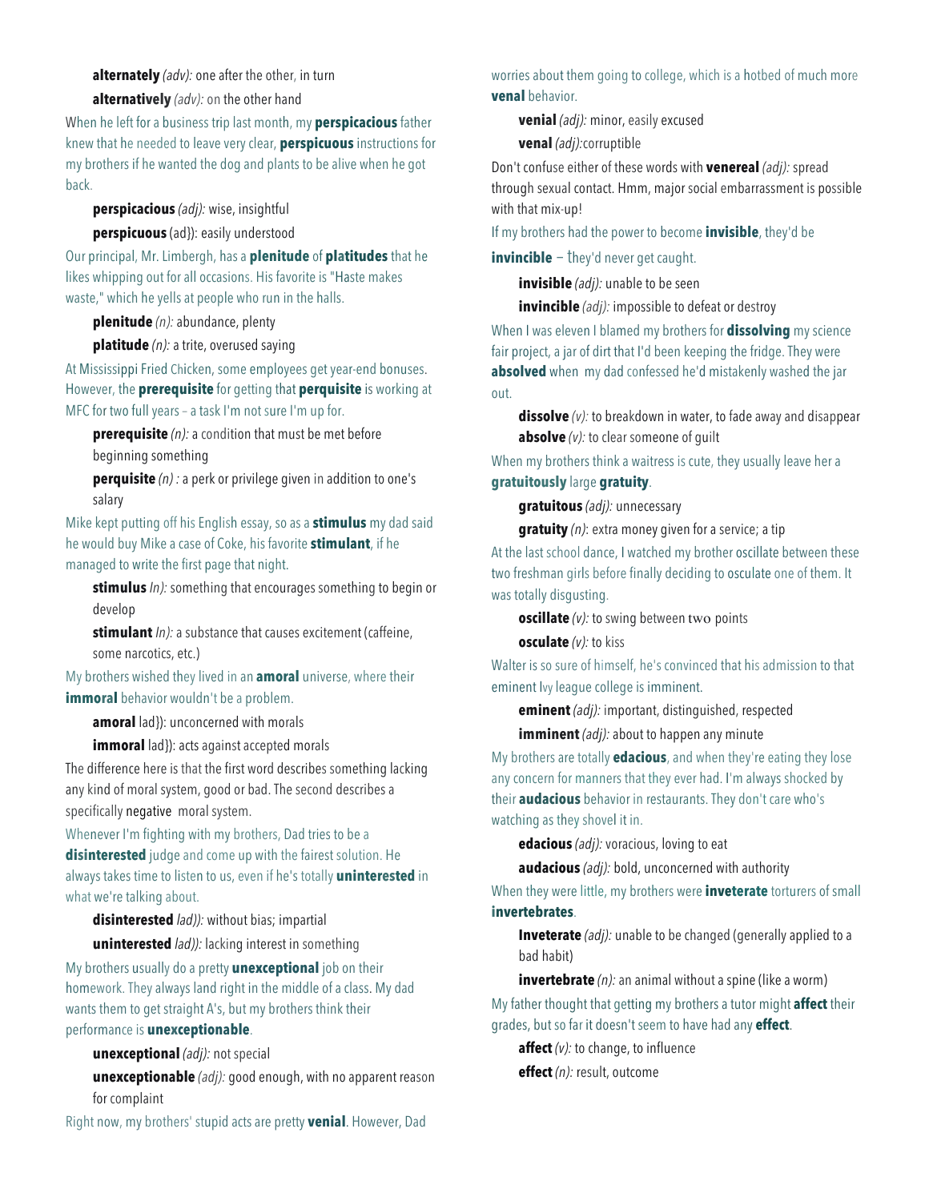**alternately** *(adv):* one after the other, in turn

**alternatively** *(adv):* on the other hand

When he left for a business trip last month, my **perspicacious** father knew that he needed to leave very clear, **perspicuous** instructions for my brothers if he wanted the dog and plants to be alive when he got back.

**perspicacious** *(adj):* wise, insightful

**perspicuous** (ad}): easily understood

Our principal, Mr. Limbergh, has a **plenitude** of **platitudes** that he likes whipping out for all occasions. His favorite is "Haste makes waste," which he yells at people who run in the halls.

**plenitude** *(n):* abundance, plenty

**platitude** *(n):* a trite, overused saying

At Mississippi Fried Chicken, some employees get year-end bonuses. However, the **prerequisite** for getting that **perquisite** is working at MFC for two full years – a task I'm not sure I'm up for.

**prerequisite** *(n):* a condition that must be met before beginning something

**perquisite** *(n) :* a perk or privilege given in addition to one's salary

Mike kept putting off his English essay, so as a **stimulus** my dad said he would buy Mike a case of Coke, his favorite **stimulant**, if he managed to write the first page that night.

**stimulus** *In):* something that encourages something to begin or develop

**stimulant** *In):* a substance that causes excitement (caffeine, some narcotics, etc.)

My brothers wished they lived in an **amoral** universe, where their **immoral** behavior wouldn't be a problem.

**amoral** lad}): unconcerned with morals

**immoral** lad}): acts against accepted morals

The difference here is that the first word describes something lacking any kind of moral system, good or bad. The second describes a specifically negative moral system.

Whenever I'm fighting with my brothers, Dad tries to be a **disinterested** judge and come up with the fairest solution. He always takes time to listen to us, even if he's totally **uninterested** in what we're talking about.

**disinterested** *lad)):* without bias; impartial

**uninterested** *lad)):* lacking interest in something

My brothers usually do a pretty **unexceptional** job on their homework. They always land right in the middle of a class. My dad wants them to get straight A's, but my brothers think their performance is **unexceptionable**.

**unexceptional** *(adj):* not special

**unexceptionable** *(adj):* good enough, with no apparent reason for complaint

Right now, my brothers' stupid acts are pretty **venial**. However, Dad worries about them going to college, which is a hotbed of much more **venal** behavior.

**venial** *(adj):* minor, easily excused

**venal** *(adj):*corruptible

Don't confuse either of these words with **venereal** *(adj):* spread through sexual contact. Hmm, major social embarrassment is possible with that mix-up!

If my brothers had the power to become **invisible**, they'd be **invincible** — they'd never get caught.

**invisible** *(adj):* unable to be seen

**invincible** *(adj):* impossible to defeat or destroy

When I was eleven I blamed my brothers for **dissolving** my science fair project, a jar of dirt that I'd been keeping the fridge. They were **absolved** when my dad confessed he'd mistakenly washed the jar out.

**dissolve** *(v):* to breakdown in water, to fade away and disappear

**absolve** *(v):* to clear someone of guilt

When my brothers think a waitress is cute, they usually leave her a **gratuitously** large **gratuity**.

**gratuitous** *(adj):* unnecessary

**gratuity** *(n)*: extra money given for a service; a tip

At the last school dance, I watched my brother oscillate between these two freshman girls before finally deciding to osculate one of them. It was totally disgusting.

**oscillate** *(v):* to swing between two points

**osculate** *(v):* to kiss

Walter is so sure of himself, he's convinced that his admission to that eminent Ivy league college is imminent.

**eminent** *(adj):* important, distinguished, respected

**imminent** *(adj):* about to happen any minute

My brothers are totally **edacious**, and when they're eating they lose any concern for manners that they ever had. I'm always shocked by their **audacious** behavior in restaurants. They don't care who's watching as they shovel it in.

**edacious** *(adj):* voracious, loving to eat

**audacious** *(adj):* bold, unconcerned with authority

When they were little, my brothers were **inveterate** torturers of small **invertebrates**.

**Inveterate** *(adj):* unable to be changed (generally applied to a bad habit)

**invertebrate** *(n):* an animal without a spine (like a worm)

My father thought that getting my brothers a tutor might **affect** their grades, but so far it doesn't seem to have had any **effect**.

**affect** *(v):* to change, to influence

**effect** *(n):* result, outcome